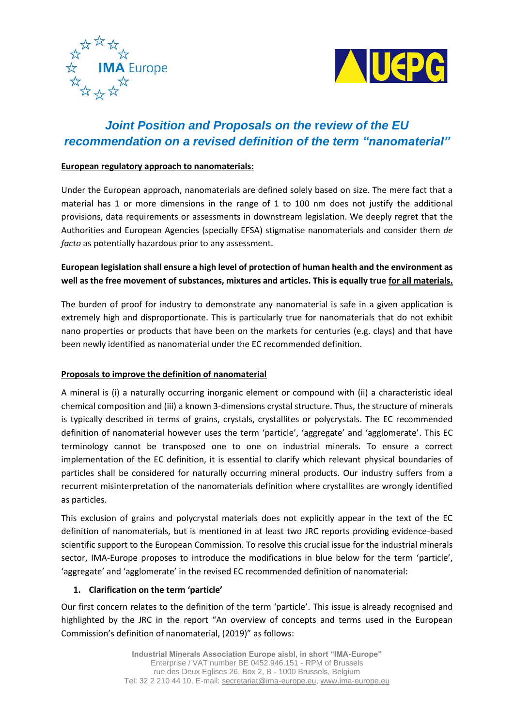# *Joint Position and Proposals on the review of the EU recommendation on a revised definition of the term "nanomaterial"*

**European regulatory approach to nanomaterials:**

Under the European approach, nanomaterials are defined solely based on size. The mere fact that a material has 1 or more dimensions in the range of 1 to 100 nm does not justify the additional provisions, data requirements or assessments in downstream legislation. We deeply regret that the Authorities and European Agencies (specially EFSA) stigmatise nanomaterials and consider them *de facto* as potentially hazardous prior to any assessment.

**European legislation shall ensure a high level of protection of human health and the environment as well as the free movement of substances, mixtures and articles. This is equally true for all materials.**

The burden of proof for industry to demonstrate any nanomaterial is safe in a given application is extremely high and disproportionate. This is particularly true for nanomaterials that do not exhibit nano properties or products that have been on the markets for centuries (e.g. clays) and that have been newly identified as nanomaterial under the EC recommended definition.

**Proposals to improve the definition of nanomaterial**

A mineral is (i) a naturally occurring inorganic element or compound with (ii) a characteristic ideal chemical composition and (iii) a known 3-dimensions crystal structure. Thus, the structure of minerals is typically described in terms of grains, crystals, crystallites or polycrystals. The EC recommended definition of nanomaterial however uses the term 'particle', 'aggregate' and 'agglomerate'. This EC terminology cannot be transposed one to one on industrial minerals. To ensure a correct implementation of the EC definition, it is essential to clarify which relevant physical boundaries of particles shall be considered for naturally occurring mineral products. Our industry suffers from a recurrent misinterpretation of the nanomaterials definition where crystallites are wrongly identified as particles.

This exclusion of grains and polycrystal materials does not explicitly appear in the text of the EC definition of nanomaterials, but is mentioned in at least two JRC reports providing evidence-based scientific support to the European Commission. To resolve this crucial issue for the industrial minerals sector, IMA-Europe proposes to introduce the modifications in blue below for the term 'particle', 'aggregate' and 'agglomerate' in the revised EC recommended definition of nanomaterial:

1. **Clarification on the term 'particle'**

Our first concern relates to the definition of the term 'particle'. This issue is already recognised and highlighted by the JRC in the report "An overview of concepts and terms used in the European Commission's definition of nanomaterial, (2019)" as follows: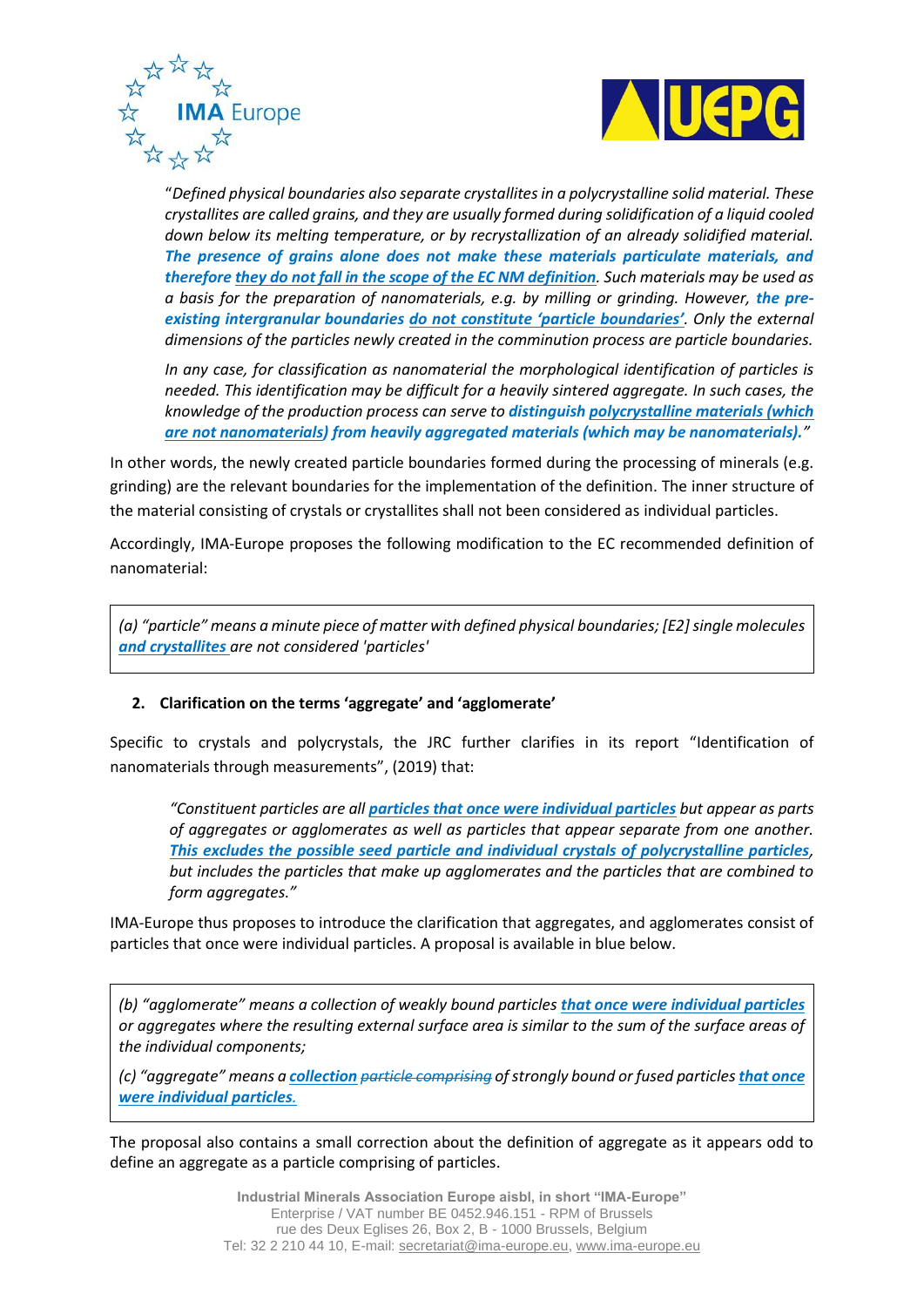> "*Defined physical boundaries also separate crystallites in a polycrystalline solid material. These crystallites are called grains, and they are usually formed during solidification of a liquid cooled down below its melting temperature, or by recrystallization of an already solidified material.* ***The presence of grains alone does not make these materials particulate materials, and therefore they do not fall in the scope of the EC NM definition****. Such materials may be used as a basis for the preparation of nanomaterials, e.g. by milling or grinding. However,* ***the pre-existing intergranular boundaries do not constitute 'particle boundaries'****. Only the external dimensions of the particles newly created in the comminution process are particle boundaries.*
>
> *In any case, for classification as nanomaterial the morphological identification of particles is needed. This identification may be difficult for a heavily sintered aggregate. In such cases, the knowledge of the production process can serve to* ***distinguish polycrystalline materials (which are not nanomaterials) from heavily aggregated materials (which may be nanomaterials).****"*

In other words, the newly created particle boundaries formed during the processing of minerals (e.g. grinding) are the relevant boundaries for the implementation of the definition. The inner structure of the material consisting of crystals or crystallites shall not been considered as individual particles.

Accordingly, IMA-Europe proposes the following modification to the EC recommended definition of nanomaterial:

> *(a) "particle" means a minute piece of matter with defined physical boundaries; [E2] single molecules* ***and crystallites*** *are not considered 'particles'*

2. **Clarification on the terms 'aggregate' and 'agglomerate'**

Specific to crystals and polycrystals, the JRC further clarifies in its report "Identification of nanomaterials through measurements", (2019) that:

> *"Constituent particles are all* ***particles that once were individual particles*** *but appear as parts of aggregates or agglomerates as well as particles that appear separate from one another.* ***This excludes the possible seed particle and individual crystals of polycrystalline particles****, but includes the particles that make up agglomerates and the particles that are combined to form aggregates."*

IMA-Europe thus proposes to introduce the clarification that aggregates, and agglomerates consist of particles that once were individual particles. A proposal is available in blue below.

> *(b) "agglomerate" means a collection of weakly bound particles* ***that once were individual particles*** *or aggregates where the resulting external surface area is similar to the sum of the surface areas of the individual components;*
>
> *(c) "aggregate" means a* ***collection*** *~~particle comprising~~ of strongly bound or fused particles* ***that once were individual particles****.*

The proposal also contains a small correction about the definition of aggregate as it appears odd to define an aggregate as a particle comprising of particles.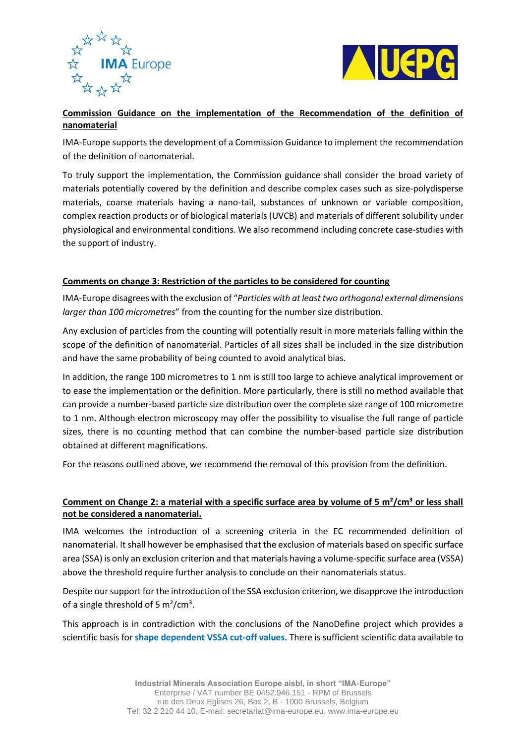**Commission Guidance on the implementation of the Recommendation of the definition of nanomaterial**

IMA-Europe supports the development of a Commission Guidance to implement the recommendation of the definition of nanomaterial.

To truly support the implementation, the Commission guidance shall consider the broad variety of materials potentially covered by the definition and describe complex cases such as size-polydisperse materials, coarse materials having a nano-tail, substances of unknown or variable composition, complex reaction products or of biological materials (UVCB) and materials of different solubility under physiological and environmental conditions. We also recommend including concrete case-studies with the support of industry.

**Comments on change 3: Restriction of the particles to be considered for counting**

IMA-Europe disagrees with the exclusion of "*Particles with at least two orthogonal external dimensions larger than 100 micrometres*" from the counting for the number size distribution.

Any exclusion of particles from the counting will potentially result in more materials falling within the scope of the definition of nanomaterial. Particles of all sizes shall be included in the size distribution and have the same probability of being counted to avoid analytical bias.

In addition, the range 100 micrometres to 1 nm is still too large to achieve analytical improvement or to ease the implementation or the definition. More particularly, there is still no method available that can provide a number-based particle size distribution over the complete size range of 100 micrometre to 1 nm. Although electron microscopy may offer the possibility to visualise the full range of particle sizes, there is no counting method that can combine the number-based particle size distribution obtained at different magnifications.

For the reasons outlined above, we recommend the removal of this provision from the definition.

**Comment on Change 2: a material with a specific surface area by volume of 5 m²/cm³ or less shall not be considered a nanomaterial.**

IMA welcomes the introduction of a screening criteria in the EC recommended definition of nanomaterial. It shall however be emphasised that the exclusion of materials based on specific surface area (SSA) is only an exclusion criterion and that materials having a volume-specific surface area (VSSA) above the threshold require further analysis to conclude on their nanomaterials status.

Despite our support for the introduction of the SSA exclusion criterion, we disapprove the introduction of a single threshold of 5 m²/cm³.

This approach is in contradiction with the conclusions of the NanoDefine project which provides a scientific basis for **shape dependent VSSA cut-off values.** There is sufficient scientific data available to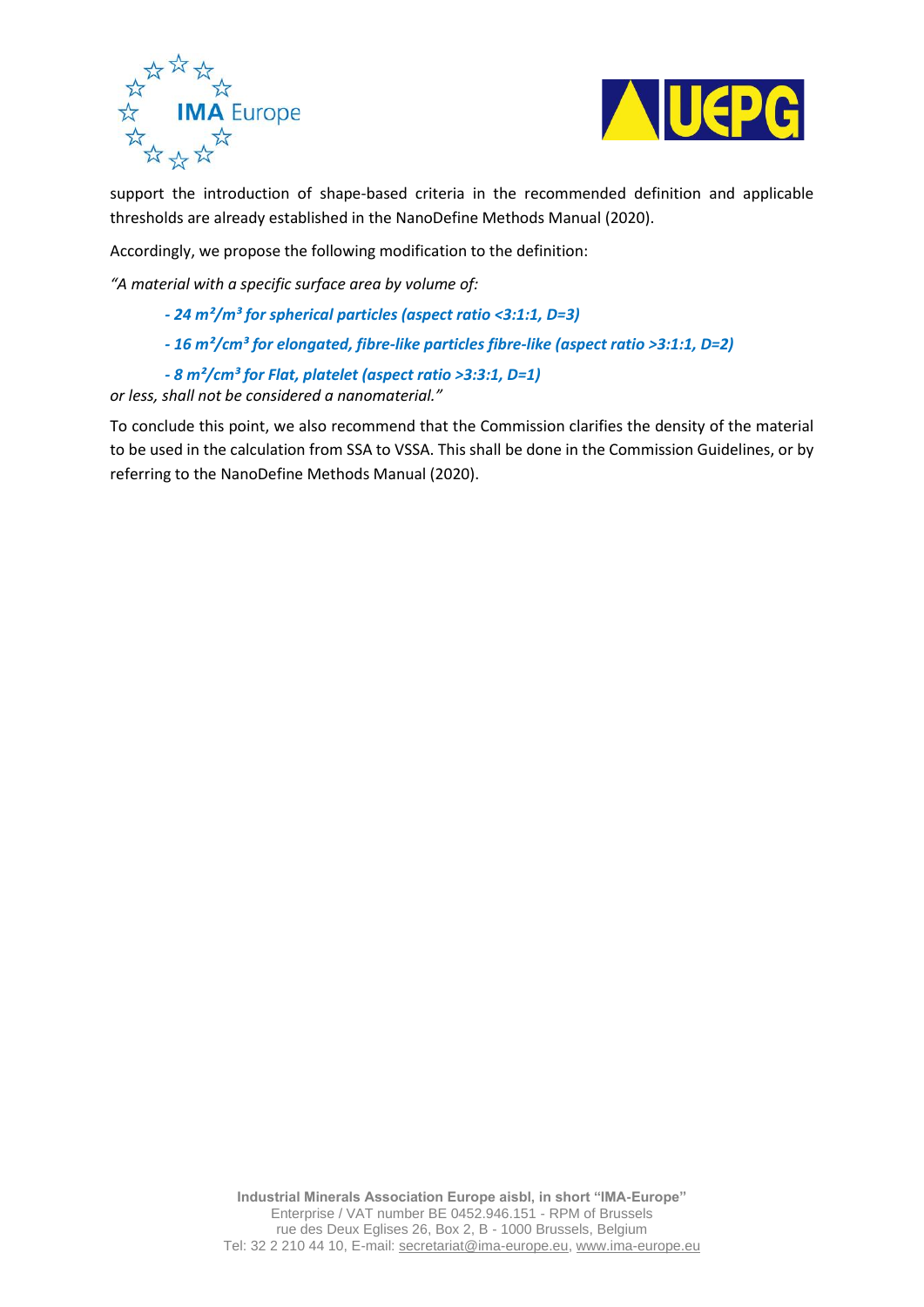support the introduction of shape-based criteria in the recommended definition and applicable thresholds are already established in the NanoDefine Methods Manual (2020).

Accordingly, we propose the following modification to the definition:

*"A material with a specific surface area by volume of:*

> ***- 24 $m^2/m^3$ for spherical particles (aspect ratio <3:1:1, D=3)***
>
> ***- 16 $m^2/cm^3$ for elongated, fibre-like particles fibre-like (aspect ratio >3:1:1, D=2)***
>
> ***- 8 $m^2/cm^3$ for Flat, platelet (aspect ratio >3:3:1, D=1)***

*or less, shall not be considered a nanomaterial."*

To conclude this point, we also recommend that the Commission clarifies the density of the material to be used in the calculation from SSA to VSSA. This shall be done in the Commission Guidelines, or by referring to the NanoDefine Methods Manual (2020).